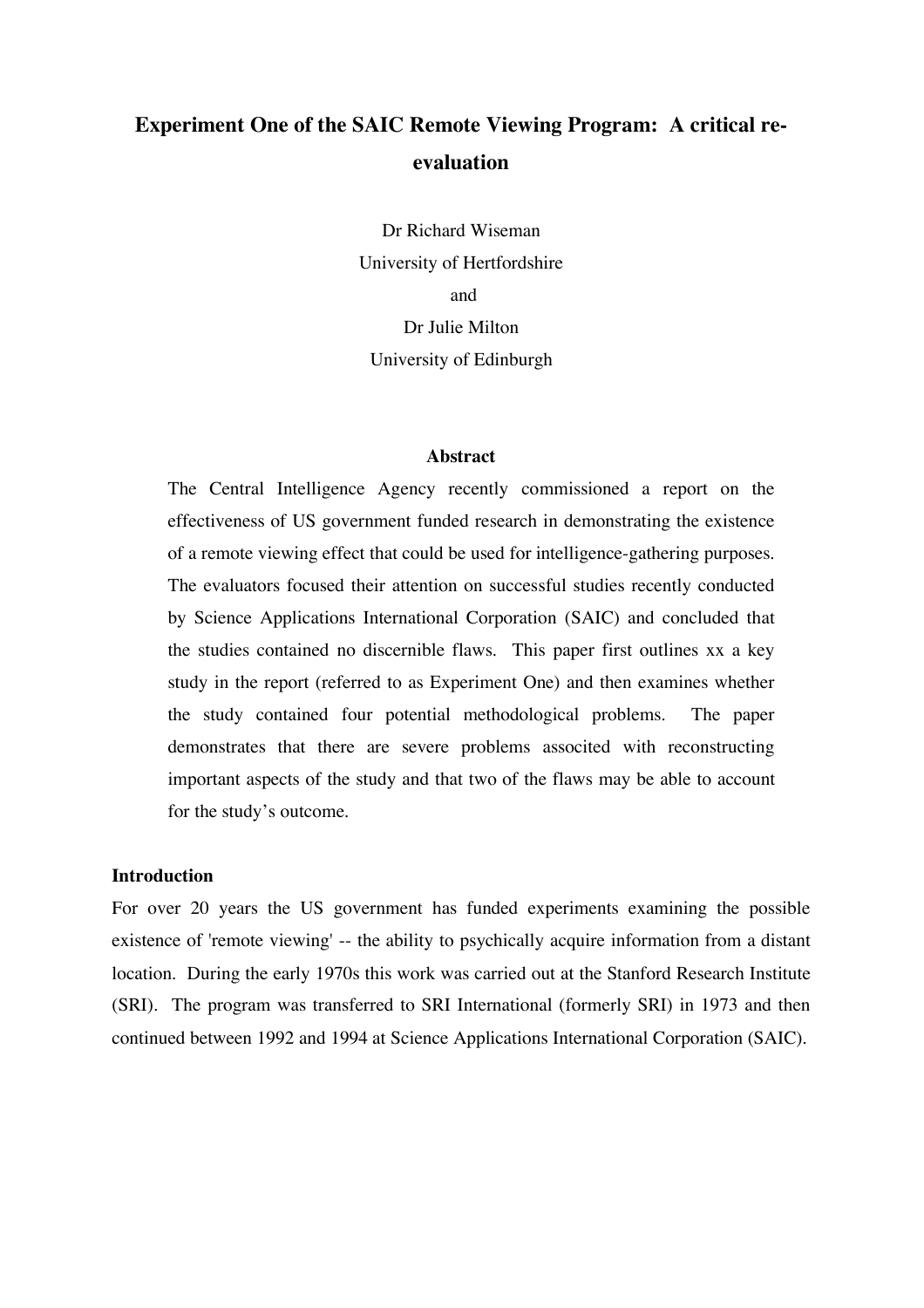# Experiment One of the SAIC Remote Viewing Program: A critical re-evaluation

Dr Richard Wiseman
University of Hertfordshire
and
Dr Julie Milton
University of Edinburgh

### Abstract

The Central Intelligence Agency recently commissioned a report on the effectiveness of US government funded research in demonstrating the existence of a remote viewing effect that could be used for intelligence-gathering purposes. The evaluators focused their attention on successful studies recently conducted by Science Applications International Corporation (SAIC) and concluded that the studies contained no discernible flaws. This paper first outlines xx a key study in the report (referred to as Experiment One) and then examines whether the study contained four potential methodological problems. The paper demonstrates that there are severe problems associted with reconstructing important aspects of the study and that two of the flaws may be able to account for the study's outcome.

## Introduction

For over 20 years the US government has funded experiments examining the possible existence of 'remote viewing' -- the ability to psychically acquire information from a distant location. During the early 1970s this work was carried out at the Stanford Research Institute (SRI). The program was transferred to SRI International (formerly SRI) in 1973 and then continued between 1992 and 1994 at Science Applications International Corporation (SAIC).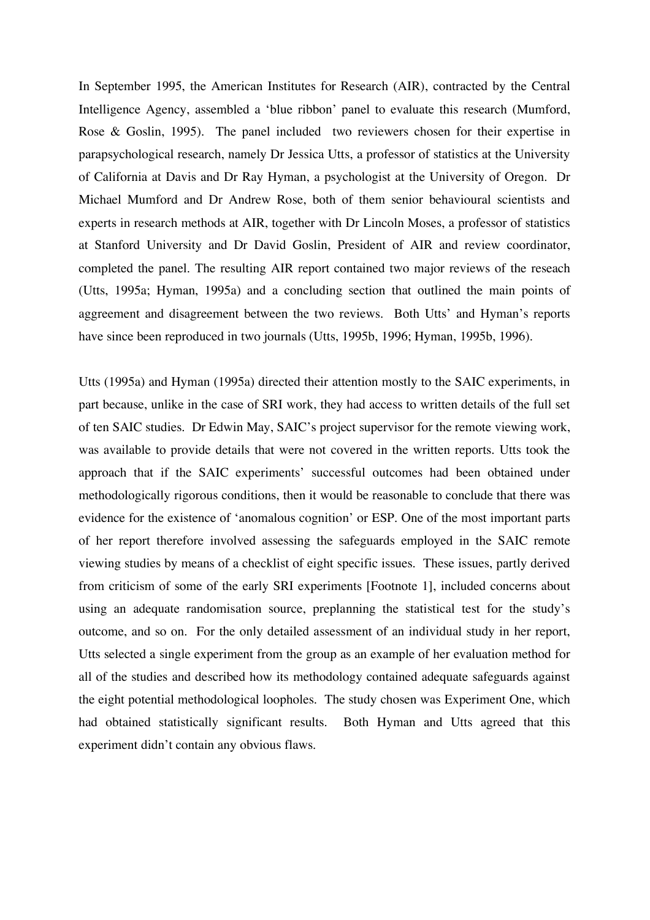In September 1995, the American Institutes for Research (AIR), contracted by the Central Intelligence Agency, assembled a 'blue ribbon' panel to evaluate this research (Mumford, Rose & Goslin, 1995). The panel included two reviewers chosen for their expertise in parapsychological research, namely Dr Jessica Utts, a professor of statistics at the University of California at Davis and Dr Ray Hyman, a psychologist at the University of Oregon. Dr Michael Mumford and Dr Andrew Rose, both of them senior behavioural scientists and experts in research methods at AIR, together with Dr Lincoln Moses, a professor of statistics at Stanford University and Dr David Goslin, President of AIR and review coordinator, completed the panel. The resulting AIR report contained two major reviews of the reseach (Utts, 1995a; Hyman, 1995a) and a concluding section that outlined the main points of agreement and disagreement between the two reviews. Both Utts' and Hyman's reports have since been reproduced in two journals (Utts, 1995b, 1996; Hyman, 1995b, 1996).

Utts (1995a) and Hyman (1995a) directed their attention mostly to the SAIC experiments, in part because, unlike in the case of SRI work, they had access to written details of the full set of ten SAIC studies. Dr Edwin May, SAIC's project supervisor for the remote viewing work, was available to provide details that were not covered in the written reports. Utts took the approach that if the SAIC experiments' successful outcomes had been obtained under methodologically rigorous conditions, then it would be reasonable to conclude that there was evidence for the existence of 'anomalous cognition' or ESP. One of the most important parts of her report therefore involved assessing the safeguards employed in the SAIC remote viewing studies by means of a checklist of eight specific issues. These issues, partly derived from criticism of some of the early SRI experiments [Footnote 1], included concerns about using an adequate randomisation source, preplanning the statistical test for the study's outcome, and so on. For the only detailed assessment of an individual study in her report, Utts selected a single experiment from the group as an example of her evaluation method for all of the studies and described how its methodology contained adequate safeguards against the eight potential methodological loopholes. The study chosen was Experiment One, which had obtained statistically significant results. Both Hyman and Utts agreed that this experiment didn't contain any obvious flaws.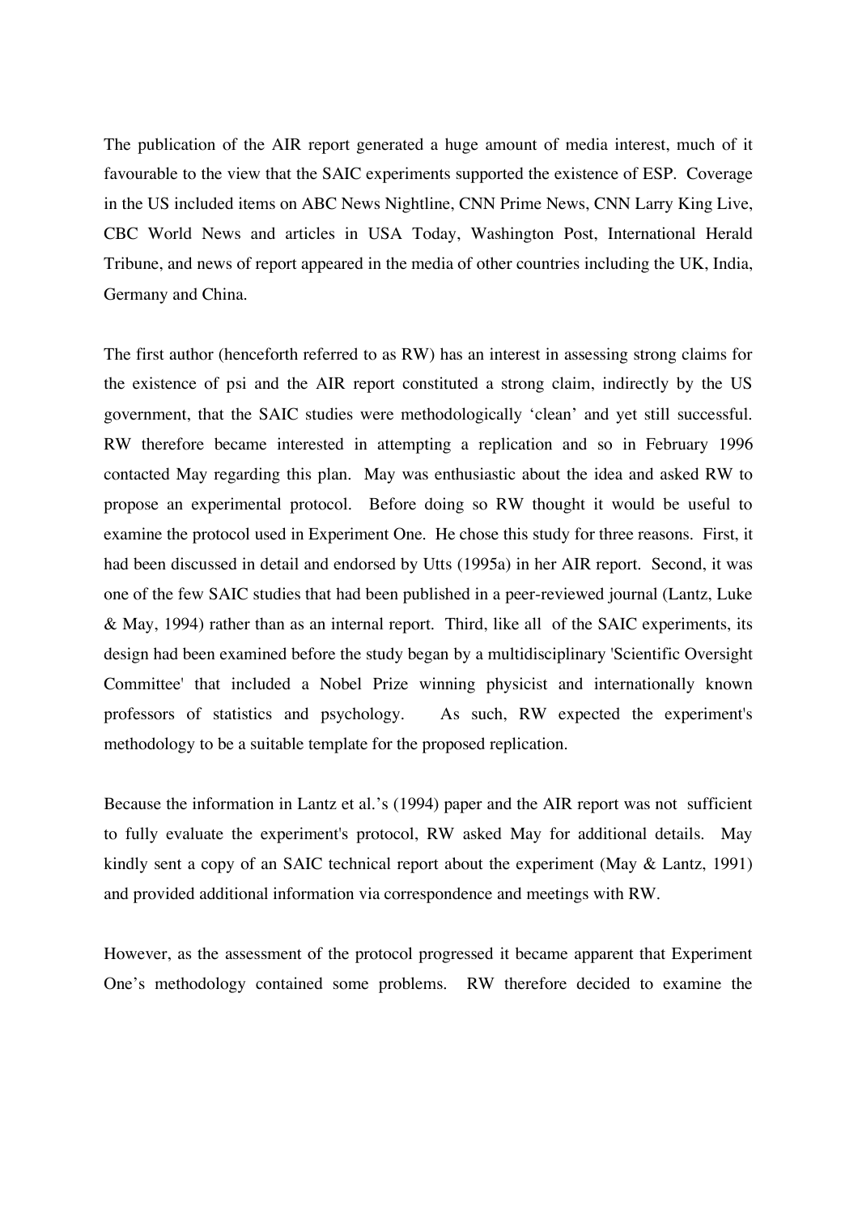The publication of the AIR report generated a huge amount of media interest, much of it favourable to the view that the SAIC experiments supported the existence of ESP. Coverage in the US included items on ABC News Nightline, CNN Prime News, CNN Larry King Live, CBC World News and articles in USA Today, Washington Post, International Herald Tribune, and news of report appeared in the media of other countries including the UK, India, Germany and China.

The first author (henceforth referred to as RW) has an interest in assessing strong claims for the existence of psi and the AIR report constituted a strong claim, indirectly by the US government, that the SAIC studies were methodologically 'clean' and yet still successful. RW therefore became interested in attempting a replication and so in February 1996 contacted May regarding this plan. May was enthusiastic about the idea and asked RW to propose an experimental protocol. Before doing so RW thought it would be useful to examine the protocol used in Experiment One. He chose this study for three reasons. First, it had been discussed in detail and endorsed by Utts (1995a) in her AIR report. Second, it was one of the few SAIC studies that had been published in a peer-reviewed journal (Lantz, Luke & May, 1994) rather than as an internal report. Third, like all of the SAIC experiments, its design had been examined before the study began by a multidisciplinary 'Scientific Oversight Committee' that included a Nobel Prize winning physicist and internationally known professors of statistics and psychology. As such, RW expected the experiment's methodology to be a suitable template for the proposed replication.

Because the information in Lantz et al.'s (1994) paper and the AIR report was not sufficient to fully evaluate the experiment's protocol, RW asked May for additional details. May kindly sent a copy of an SAIC technical report about the experiment (May & Lantz, 1991) and provided additional information via correspondence and meetings with RW.

However, as the assessment of the protocol progressed it became apparent that Experiment One's methodology contained some problems. RW therefore decided to examine the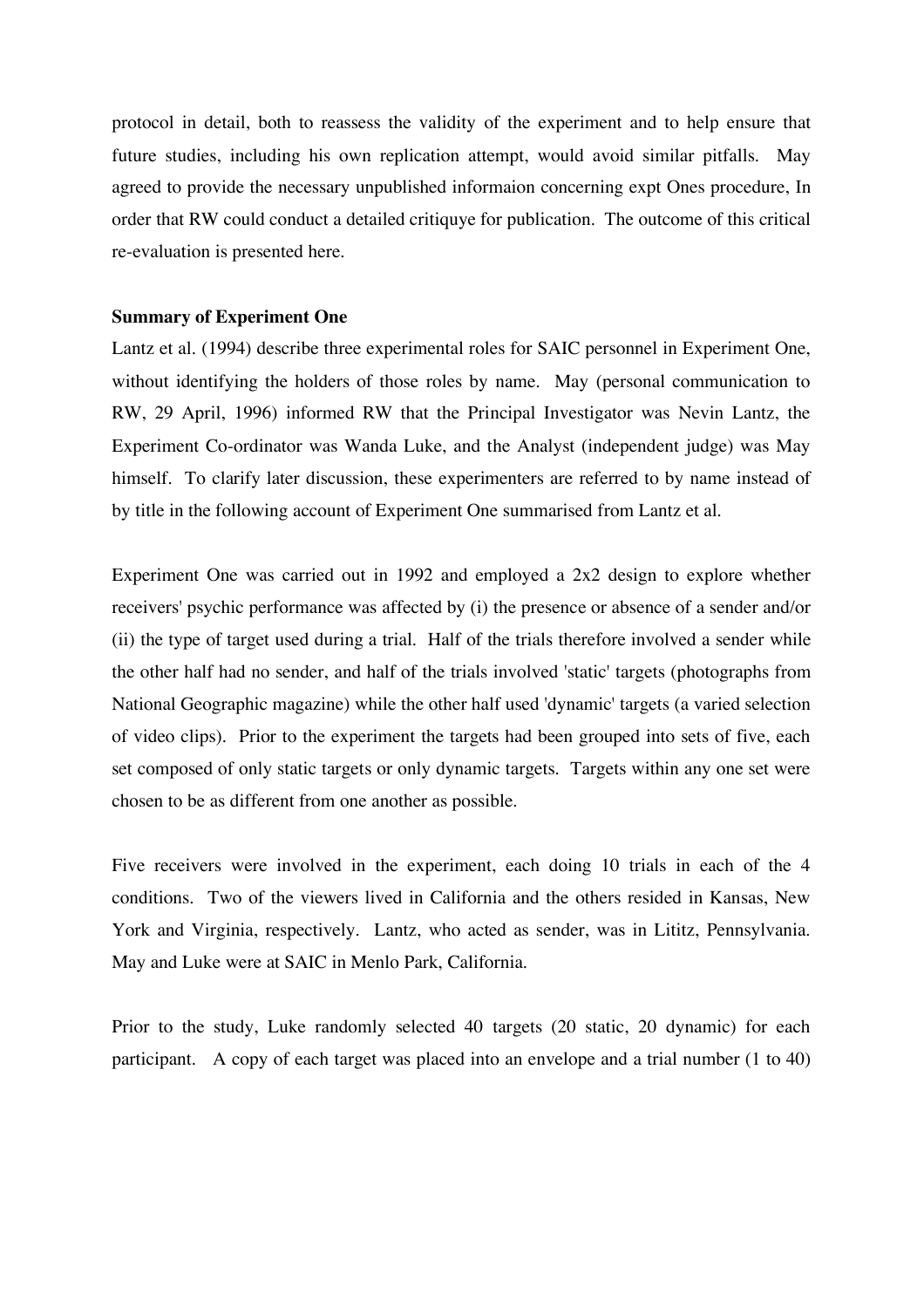protocol in detail, both to reassess the validity of the experiment and to help ensure that future studies, including his own replication attempt, would avoid similar pitfalls. May agreed to provide the necessary unpublished informaion concerning expt Ones procedure, In order that RW could conduct a detailed critiquye for publication. The outcome of this critical re-evaluation is presented here.

**Summary of Experiment One**

Lantz et al. (1994) describe three experimental roles for SAIC personnel in Experiment One, without identifying the holders of those roles by name. May (personal communication to RW, 29 April, 1996) informed RW that the Principal Investigator was Nevin Lantz, the Experiment Co-ordinator was Wanda Luke, and the Analyst (independent judge) was May himself. To clarify later discussion, these experimenters are referred to by name instead of by title in the following account of Experiment One summarised from Lantz et al.

Experiment One was carried out in 1992 and employed a 2x2 design to explore whether receivers' psychic performance was affected by (i) the presence or absence of a sender and/or (ii) the type of target used during a trial. Half of the trials therefore involved a sender while the other half had no sender, and half of the trials involved 'static' targets (photographs from National Geographic magazine) while the other half used 'dynamic' targets (a varied selection of video clips). Prior to the experiment the targets had been grouped into sets of five, each set composed of only static targets or only dynamic targets. Targets within any one set were chosen to be as different from one another as possible.

Five receivers were involved in the experiment, each doing 10 trials in each of the 4 conditions. Two of the viewers lived in California and the others resided in Kansas, New York and Virginia, respectively. Lantz, who acted as sender, was in Lititz, Pennsylvania. May and Luke were at SAIC in Menlo Park, California.

Prior to the study, Luke randomly selected 40 targets (20 static, 20 dynamic) for each participant. A copy of each target was placed into an envelope and a trial number (1 to 40)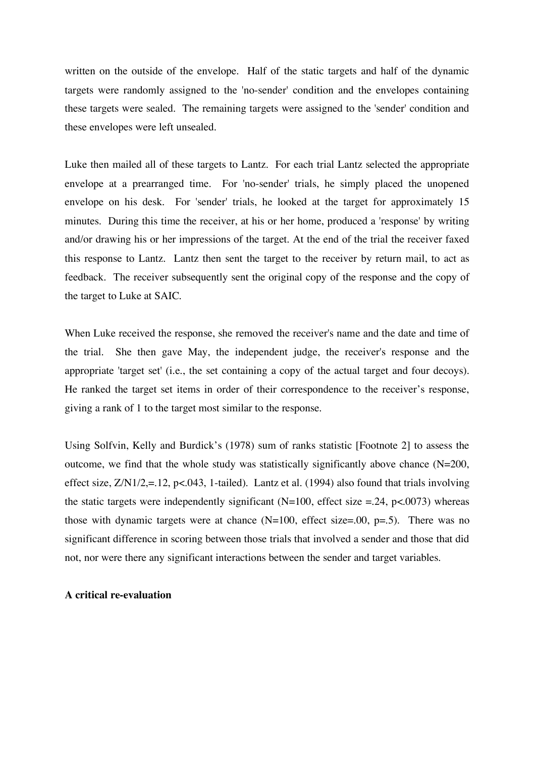written on the outside of the envelope. Half of the static targets and half of the dynamic targets were randomly assigned to the 'no-sender' condition and the envelopes containing these targets were sealed. The remaining targets were assigned to the 'sender' condition and these envelopes were left unsealed.

Luke then mailed all of these targets to Lantz. For each trial Lantz selected the appropriate envelope at a prearranged time. For 'no-sender' trials, he simply placed the unopened envelope on his desk. For 'sender' trials, he looked at the target for approximately 15 minutes. During this time the receiver, at his or her home, produced a 'response' by writing and/or drawing his or her impressions of the target. At the end of the trial the receiver faxed this response to Lantz. Lantz then sent the target to the receiver by return mail, to act as feedback. The receiver subsequently sent the original copy of the response and the copy of the target to Luke at SAIC.

When Luke received the response, she removed the receiver's name and the date and time of the trial. She then gave May, the independent judge, the receiver's response and the appropriate 'target set' (i.e., the set containing a copy of the actual target and four decoys). He ranked the target set items in order of their correspondence to the receiver's response, giving a rank of 1 to the target most similar to the response.

Using Solfvin, Kelly and Burdick's (1978) sum of ranks statistic [Footnote 2] to assess the outcome, we find that the whole study was statistically significantly above chance ($N=200$, effect size, $Z/N^{1/2}$,$=.12$, $p<.043$, 1-tailed). Lantz et al. (1994) also found that trials involving the static targets were independently significant ($N=100$, effect size $=.24$, $p<.0073$) whereas those with dynamic targets were at chance ($N=100$, effect size$=.00$, $p=.5$). There was no significant difference in scoring between those trials that involved a sender and those that did not, nor were there any significant interactions between the sender and target variables.

**A critical re-evaluation**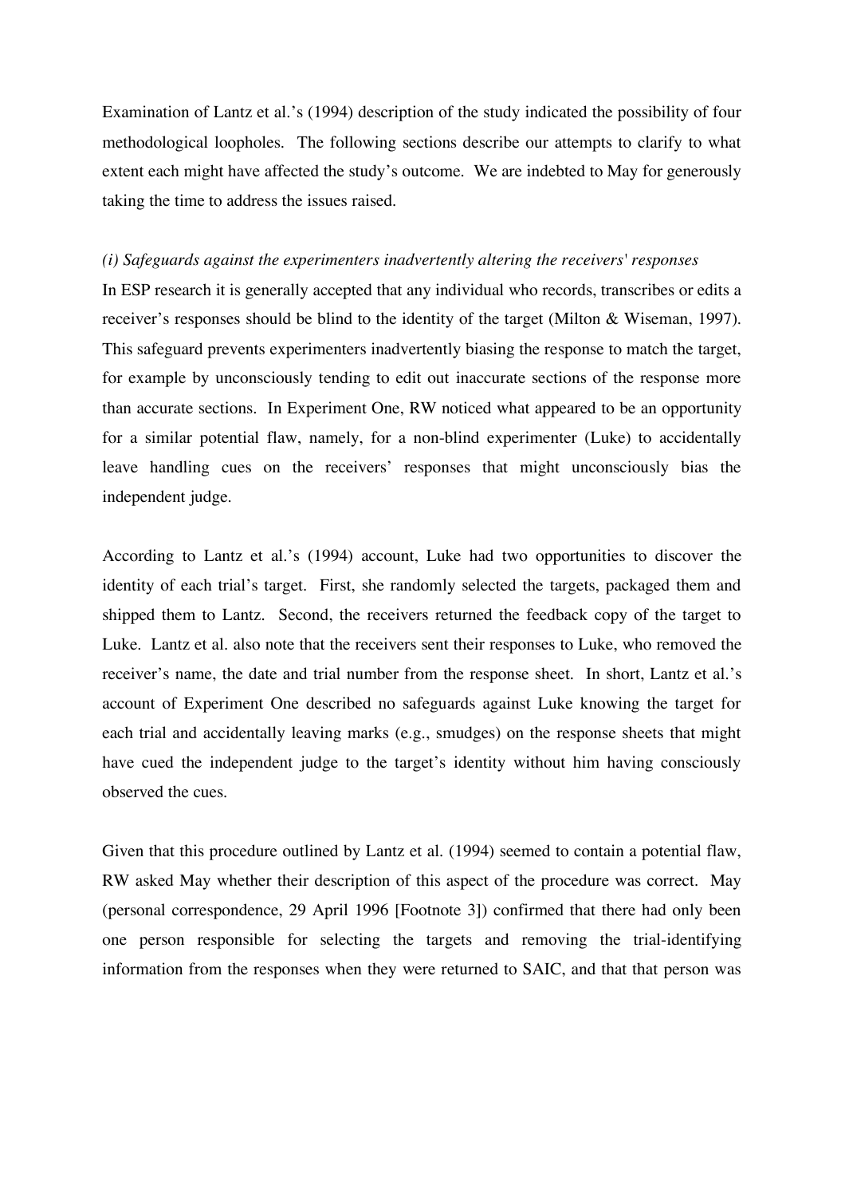Examination of Lantz et al.'s (1994) description of the study indicated the possibility of four methodological loopholes. The following sections describe our attempts to clarify to what extent each might have affected the study's outcome. We are indebted to May for generously taking the time to address the issues raised.

*(i) Safeguards against the experimenters inadvertently altering the receivers' responses*

In ESP research it is generally accepted that any individual who records, transcribes or edits a receiver's responses should be blind to the identity of the target (Milton & Wiseman, 1997). This safeguard prevents experimenters inadvertently biasing the response to match the target, for example by unconsciously tending to edit out inaccurate sections of the response more than accurate sections. In Experiment One, RW noticed what appeared to be an opportunity for a similar potential flaw, namely, for a non-blind experimenter (Luke) to accidentally leave handling cues on the receivers' responses that might unconsciously bias the independent judge.

According to Lantz et al.'s (1994) account, Luke had two opportunities to discover the identity of each trial's target. First, she randomly selected the targets, packaged them and shipped them to Lantz. Second, the receivers returned the feedback copy of the target to Luke. Lantz et al. also note that the receivers sent their responses to Luke, who removed the receiver's name, the date and trial number from the response sheet. In short, Lantz et al.'s account of Experiment One described no safeguards against Luke knowing the target for each trial and accidentally leaving marks (e.g., smudges) on the response sheets that might have cued the independent judge to the target's identity without him having consciously observed the cues.

Given that this procedure outlined by Lantz et al. (1994) seemed to contain a potential flaw, RW asked May whether their description of this aspect of the procedure was correct. May (personal correspondence, 29 April 1996 [Footnote 3]) confirmed that there had only been one person responsible for selecting the targets and removing the trial-identifying information from the responses when they were returned to SAIC, and that that person was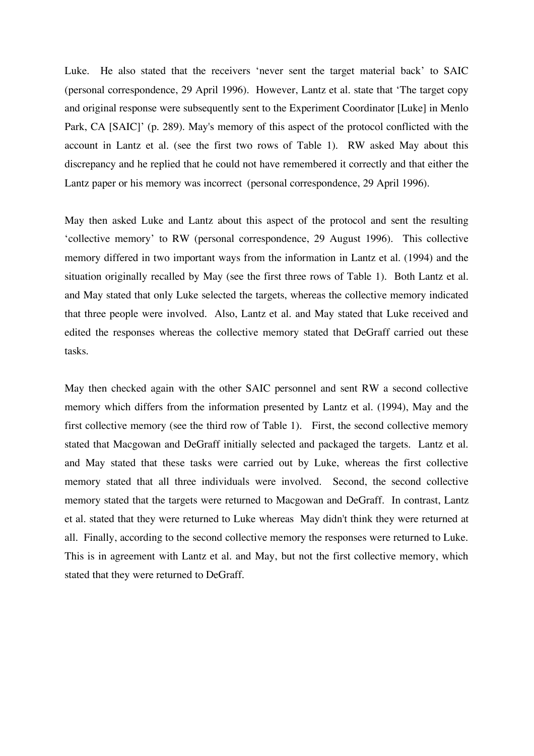Luke. He also stated that the receivers 'never sent the target material back' to SAIC (personal correspondence, 29 April 1996). However, Lantz et al. state that 'The target copy and original response were subsequently sent to the Experiment Coordinator [Luke] in Menlo Park, CA [SAIC]' (p. 289). May's memory of this aspect of the protocol conflicted with the account in Lantz et al. (see the first two rows of Table 1). RW asked May about this discrepancy and he replied that he could not have remembered it correctly and that either the Lantz paper or his memory was incorrect (personal correspondence, 29 April 1996).

May then asked Luke and Lantz about this aspect of the protocol and sent the resulting 'collective memory' to RW (personal correspondence, 29 August 1996). This collective memory differed in two important ways from the information in Lantz et al. (1994) and the situation originally recalled by May (see the first three rows of Table 1). Both Lantz et al. and May stated that only Luke selected the targets, whereas the collective memory indicated that three people were involved. Also, Lantz et al. and May stated that Luke received and edited the responses whereas the collective memory stated that DeGraff carried out these tasks.

May then checked again with the other SAIC personnel and sent RW a second collective memory which differs from the information presented by Lantz et al. (1994), May and the first collective memory (see the third row of Table 1). First, the second collective memory stated that Macgowan and DeGraff initially selected and packaged the targets. Lantz et al. and May stated that these tasks were carried out by Luke, whereas the first collective memory stated that all three individuals were involved. Second, the second collective memory stated that the targets were returned to Macgowan and DeGraff. In contrast, Lantz et al. stated that they were returned to Luke whereas May didn't think they were returned at all. Finally, according to the second collective memory the responses were returned to Luke. This is in agreement with Lantz et al. and May, but not the first collective memory, which stated that they were returned to DeGraff.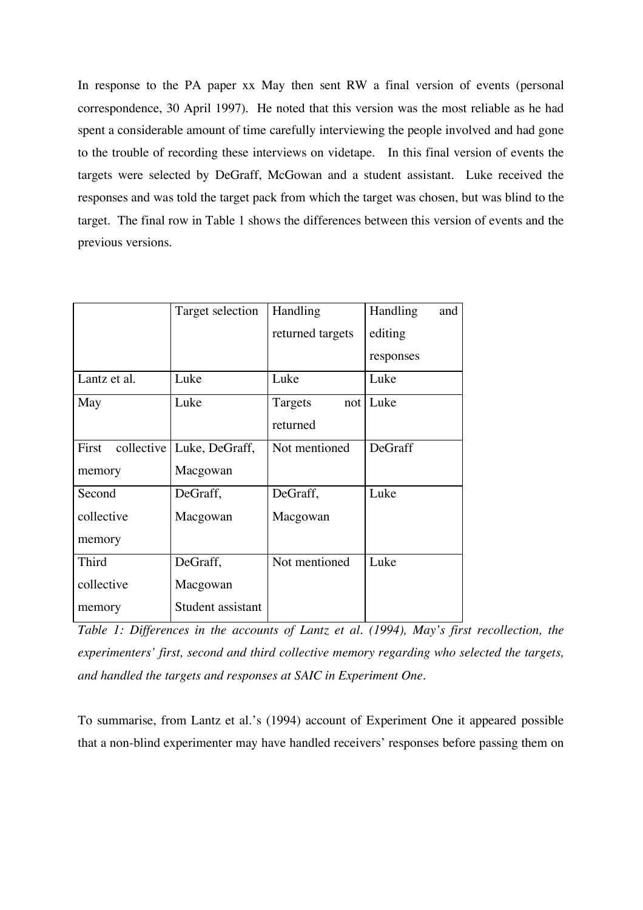In response to the PA paper xx May then sent RW a final version of events (personal correspondence, 30 April 1997). He noted that this version was the most reliable as he had spent a considerable amount of time carefully interviewing the people involved and had gone to the trouble of recording these interviews on videtape. In this final version of events the targets were selected by DeGraff, McGowan and a student assistant. Luke received the responses and was told the target pack from which the target was chosen, but was blind to the target. The final row in Table 1 shows the differences between this version of events and the previous versions.

| | Target selection | Handling returned targets | Handling and editing responses |
|---|---|---|---|
| Lantz et al. | Luke | Luke | Luke |
| May | Luke | Targets not returned | Luke |
| First collective memory | Luke, DeGraff, Macgowan | Not mentioned | DeGraff |
| Second collective memory | DeGraff, Macgowan | DeGraff, Macgowan | Luke |
| Third collective memory | DeGraff, Macgowan Student assistant | Not mentioned | Luke |

*Table 1: Differences in the accounts of Lantz et al. (1994), May's first recollection, the experimenters' first, second and third collective memory regarding who selected the targets, and handled the targets and responses at SAIC in Experiment One.*

To summarise, from Lantz et al.'s (1994) account of Experiment One it appeared possible that a non-blind experimenter may have handled receivers' responses before passing them on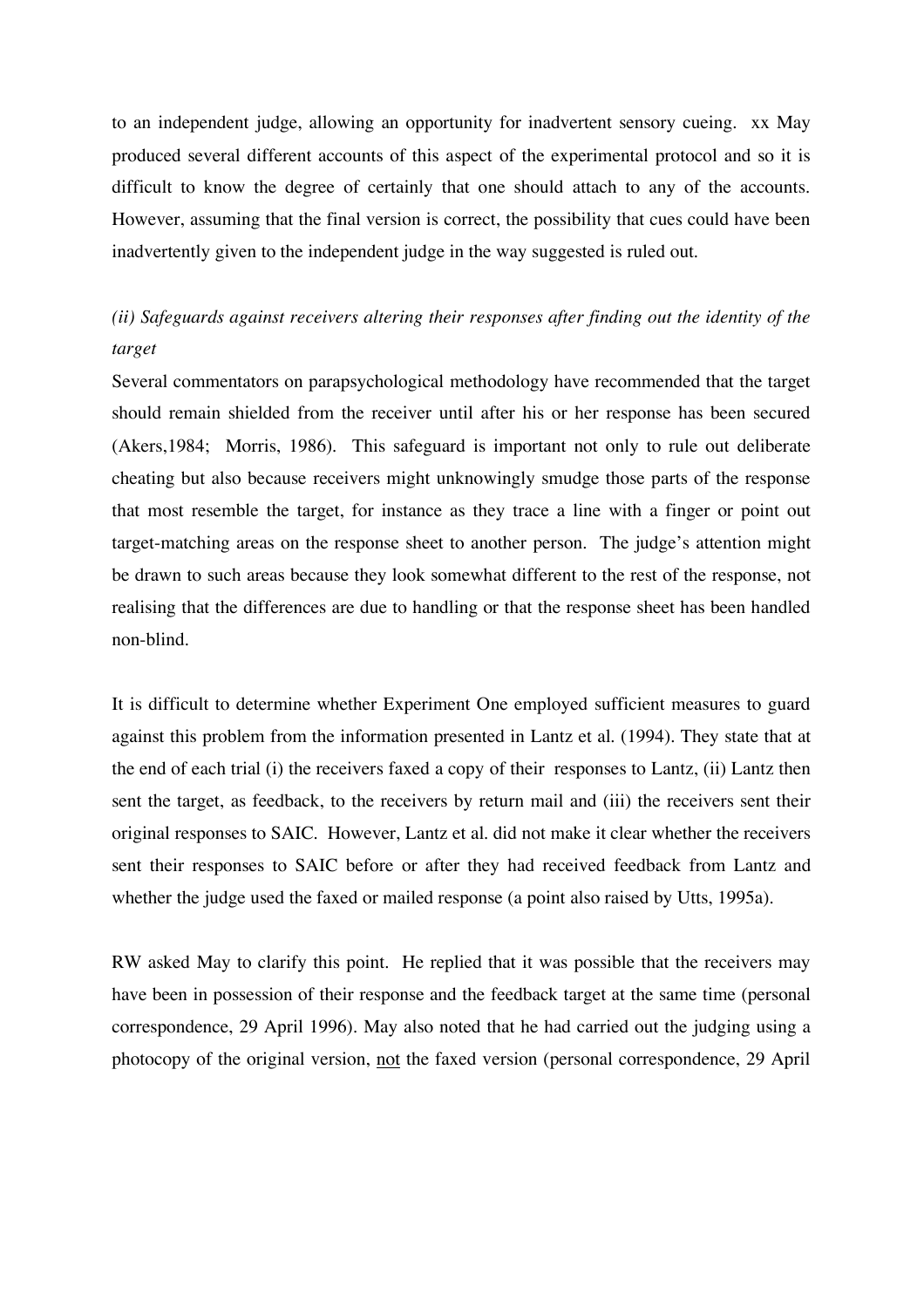to an independent judge, allowing an opportunity for inadvertent sensory cueing. xx May produced several different accounts of this aspect of the experimental protocol and so it is difficult to know the degree of certainly that one should attach to any of the accounts. However, assuming that the final version is correct, the possibility that cues could have been inadvertently given to the independent judge in the way suggested is ruled out.

*(ii) Safeguards against receivers altering their responses after finding out the identity of the target*

Several commentators on parapsychological methodology have recommended that the target should remain shielded from the receiver until after his or her response has been secured (Akers,1984; Morris, 1986). This safeguard is important not only to rule out deliberate cheating but also because receivers might unknowingly smudge those parts of the response that most resemble the target, for instance as they trace a line with a finger or point out target-matching areas on the response sheet to another person. The judge's attention might be drawn to such areas because they look somewhat different to the rest of the response, not realising that the differences are due to handling or that the response sheet has been handled non-blind.

It is difficult to determine whether Experiment One employed sufficient measures to guard against this problem from the information presented in Lantz et al. (1994). They state that at the end of each trial (i) the receivers faxed a copy of their responses to Lantz, (ii) Lantz then sent the target, as feedback, to the receivers by return mail and (iii) the receivers sent their original responses to SAIC. However, Lantz et al. did not make it clear whether the receivers sent their responses to SAIC before or after they had received feedback from Lantz and whether the judge used the faxed or mailed response (a point also raised by Utts, 1995a).

RW asked May to clarify this point. He replied that it was possible that the receivers may have been in possession of their response and the feedback target at the same time (personal correspondence, 29 April 1996). May also noted that he had carried out the judging using a photocopy of the original version, <u>not</u> the faxed version (personal correspondence, 29 April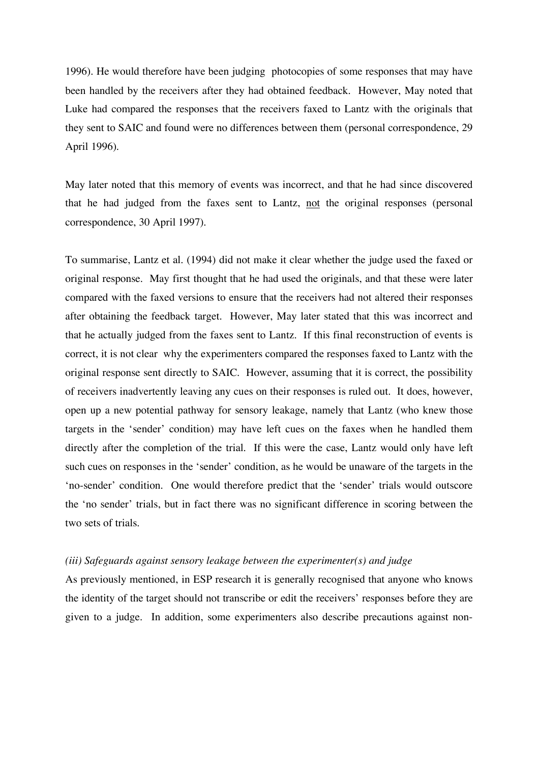1996). He would therefore have been judging photocopies of some responses that may have been handled by the receivers after they had obtained feedback. However, May noted that Luke had compared the responses that the receivers faxed to Lantz with the originals that they sent to SAIC and found were no differences between them (personal correspondence, 29 April 1996).

May later noted that this memory of events was incorrect, and that he had since discovered that he had judged from the faxes sent to Lantz, <u>not</u> the original responses (personal correspondence, 30 April 1997).

To summarise, Lantz et al. (1994) did not make it clear whether the judge used the faxed or original response. May first thought that he had used the originals, and that these were later compared with the faxed versions to ensure that the receivers had not altered their responses after obtaining the feedback target. However, May later stated that this was incorrect and that he actually judged from the faxes sent to Lantz. If this final reconstruction of events is correct, it is not clear why the experimenters compared the responses faxed to Lantz with the original response sent directly to SAIC. However, assuming that it is correct, the possibility of receivers inadvertently leaving any cues on their responses is ruled out. It does, however, open up a new potential pathway for sensory leakage, namely that Lantz (who knew those targets in the 'sender' condition) may have left cues on the faxes when he handled them directly after the completion of the trial. If this were the case, Lantz would only have left such cues on responses in the 'sender' condition, as he would be unaware of the targets in the 'no-sender' condition. One would therefore predict that the 'sender' trials would outscore the 'no sender' trials, but in fact there was no significant difference in scoring between the two sets of trials.

*(iii) Safeguards against sensory leakage between the experimenter(s) and judge*

As previously mentioned, in ESP research it is generally recognised that anyone who knows the identity of the target should not transcribe or edit the receivers' responses before they are given to a judge. In addition, some experimenters also describe precautions against non-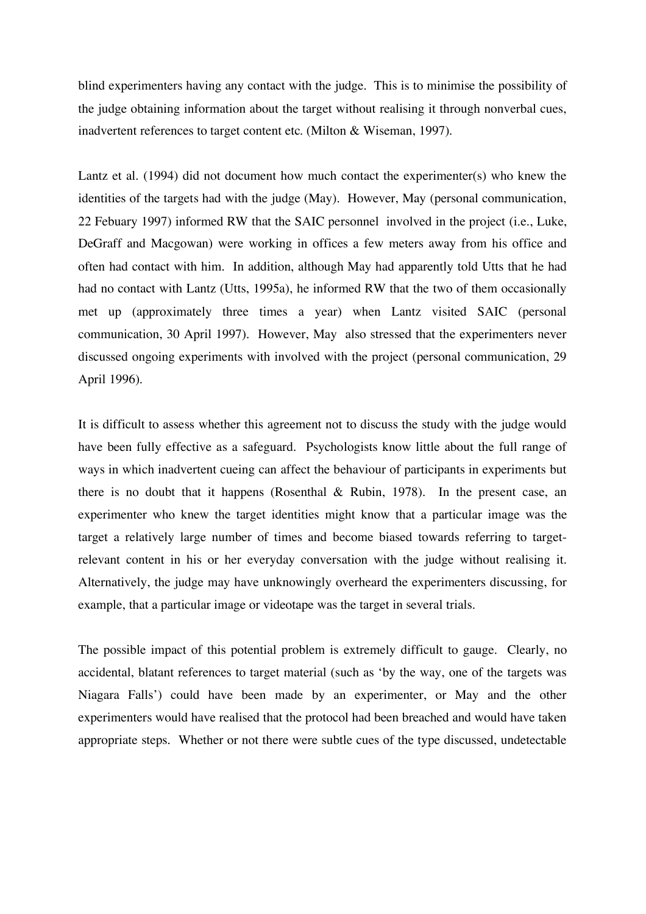blind experimenters having any contact with the judge. This is to minimise the possibility of the judge obtaining information about the target without realising it through nonverbal cues, inadvertent references to target content etc. (Milton & Wiseman, 1997).

Lantz et al. (1994) did not document how much contact the experimenter(s) who knew the identities of the targets had with the judge (May). However, May (personal communication, 22 Febuary 1997) informed RW that the SAIC personnel involved in the project (i.e., Luke, DeGraff and Macgowan) were working in offices a few meters away from his office and often had contact with him. In addition, although May had apparently told Utts that he had had no contact with Lantz (Utts, 1995a), he informed RW that the two of them occasionally met up (approximately three times a year) when Lantz visited SAIC (personal communication, 30 April 1997). However, May also stressed that the experimenters never discussed ongoing experiments with involved with the project (personal communication, 29 April 1996).

It is difficult to assess whether this agreement not to discuss the study with the judge would have been fully effective as a safeguard. Psychologists know little about the full range of ways in which inadvertent cueing can affect the behaviour of participants in experiments but there is no doubt that it happens (Rosenthal & Rubin, 1978). In the present case, an experimenter who knew the target identities might know that a particular image was the target a relatively large number of times and become biased towards referring to target-relevant content in his or her everyday conversation with the judge without realising it. Alternatively, the judge may have unknowingly overheard the experimenters discussing, for example, that a particular image or videotape was the target in several trials.

The possible impact of this potential problem is extremely difficult to gauge. Clearly, no accidental, blatant references to target material (such as 'by the way, one of the targets was Niagara Falls') could have been made by an experimenter, or May and the other experimenters would have realised that the protocol had been breached and would have taken appropriate steps. Whether or not there were subtle cues of the type discussed, undetectable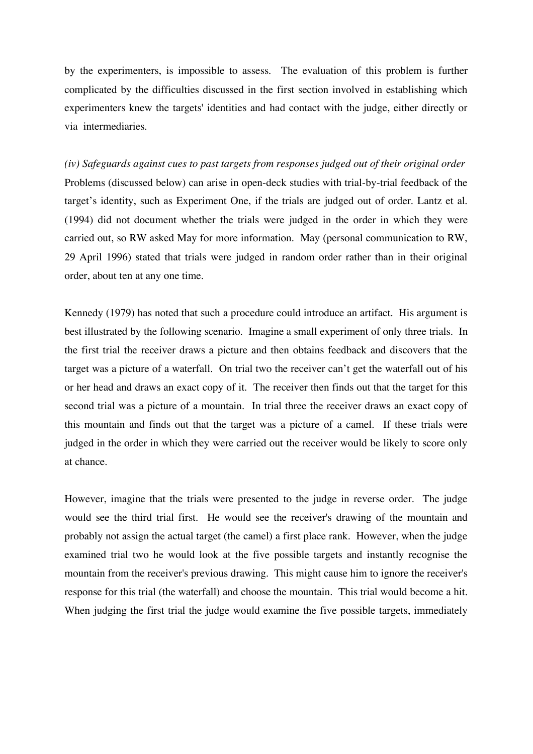by the experimenters, is impossible to assess. The evaluation of this problem is further complicated by the difficulties discussed in the first section involved in establishing which experimenters knew the targets' identities and had contact with the judge, either directly or via intermediaries.

*(iv) Safeguards against cues to past targets from responses judged out of their original order*

Problems (discussed below) can arise in open-deck studies with trial-by-trial feedback of the target's identity, such as Experiment One, if the trials are judged out of order. Lantz et al. (1994) did not document whether the trials were judged in the order in which they were carried out, so RW asked May for more information. May (personal communication to RW, 29 April 1996) stated that trials were judged in random order rather than in their original order, about ten at any one time.

Kennedy (1979) has noted that such a procedure could introduce an artifact. His argument is best illustrated by the following scenario. Imagine a small experiment of only three trials. In the first trial the receiver draws a picture and then obtains feedback and discovers that the target was a picture of a waterfall. On trial two the receiver can't get the waterfall out of his or her head and draws an exact copy of it. The receiver then finds out that the target for this second trial was a picture of a mountain. In trial three the receiver draws an exact copy of this mountain and finds out that the target was a picture of a camel. If these trials were judged in the order in which they were carried out the receiver would be likely to score only at chance.

However, imagine that the trials were presented to the judge in reverse order. The judge would see the third trial first. He would see the receiver's drawing of the mountain and probably not assign the actual target (the camel) a first place rank. However, when the judge examined trial two he would look at the five possible targets and instantly recognise the mountain from the receiver's previous drawing. This might cause him to ignore the receiver's response for this trial (the waterfall) and choose the mountain. This trial would become a hit. When judging the first trial the judge would examine the five possible targets, immediately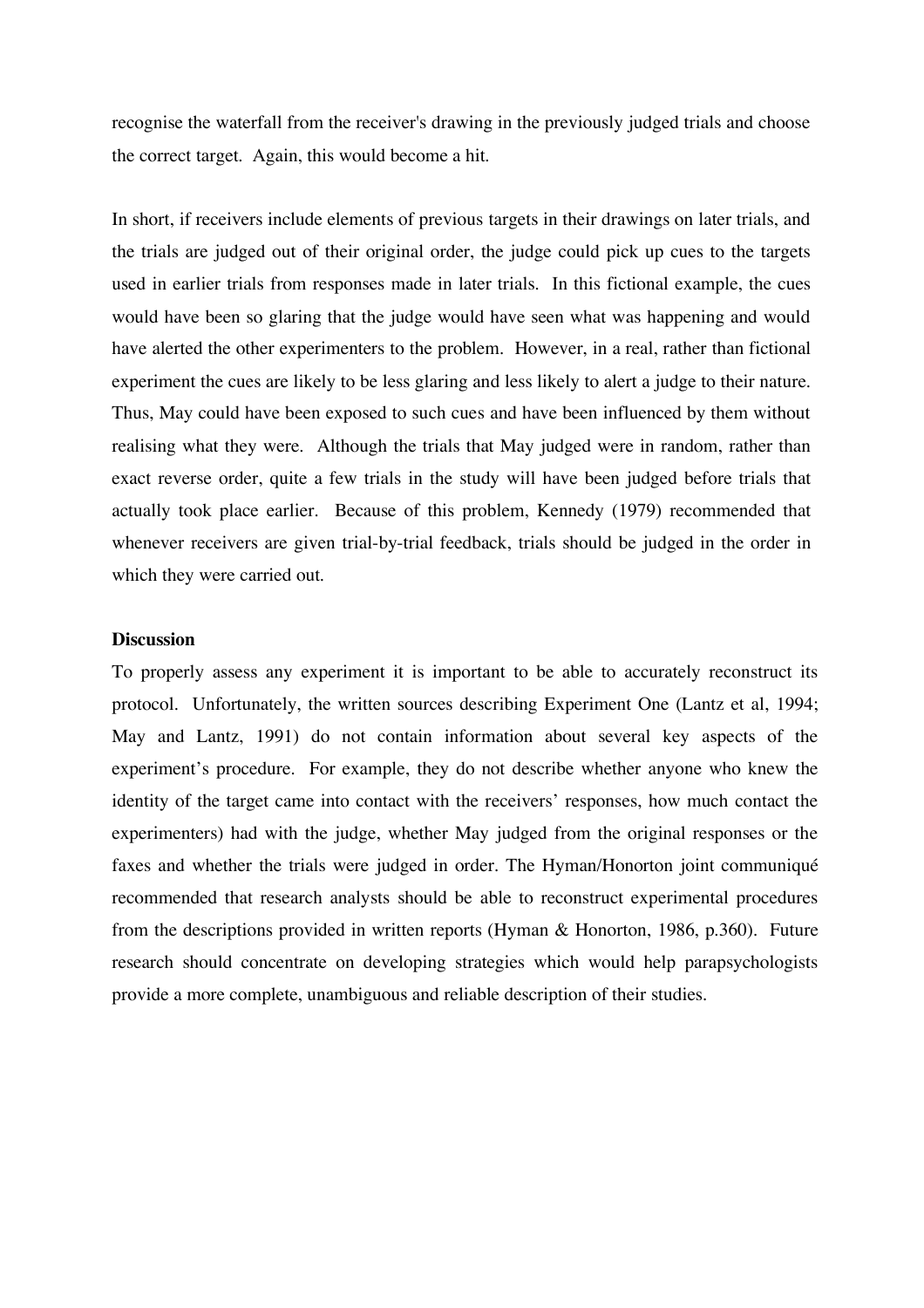recognise the waterfall from the receiver's drawing in the previously judged trials and choose the correct target. Again, this would become a hit.

In short, if receivers include elements of previous targets in their drawings on later trials, and the trials are judged out of their original order, the judge could pick up cues to the targets used in earlier trials from responses made in later trials. In this fictional example, the cues would have been so glaring that the judge would have seen what was happening and would have alerted the other experimenters to the problem. However, in a real, rather than fictional experiment the cues are likely to be less glaring and less likely to alert a judge to their nature. Thus, May could have been exposed to such cues and have been influenced by them without realising what they were. Although the trials that May judged were in random, rather than exact reverse order, quite a few trials in the study will have been judged before trials that actually took place earlier. Because of this problem, Kennedy (1979) recommended that whenever receivers are given trial-by-trial feedback, trials should be judged in the order in which they were carried out.

**Discussion**

To properly assess any experiment it is important to be able to accurately reconstruct its protocol. Unfortunately, the written sources describing Experiment One (Lantz et al, 1994; May and Lantz, 1991) do not contain information about several key aspects of the experiment's procedure. For example, they do not describe whether anyone who knew the identity of the target came into contact with the receivers' responses, how much contact the experimenters) had with the judge, whether May judged from the original responses or the faxes and whether the trials were judged in order. The Hyman/Honorton joint communiqué recommended that research analysts should be able to reconstruct experimental procedures from the descriptions provided in written reports (Hyman & Honorton, 1986, p.360). Future research should concentrate on developing strategies which would help parapsychologists provide a more complete, unambiguous and reliable description of their studies.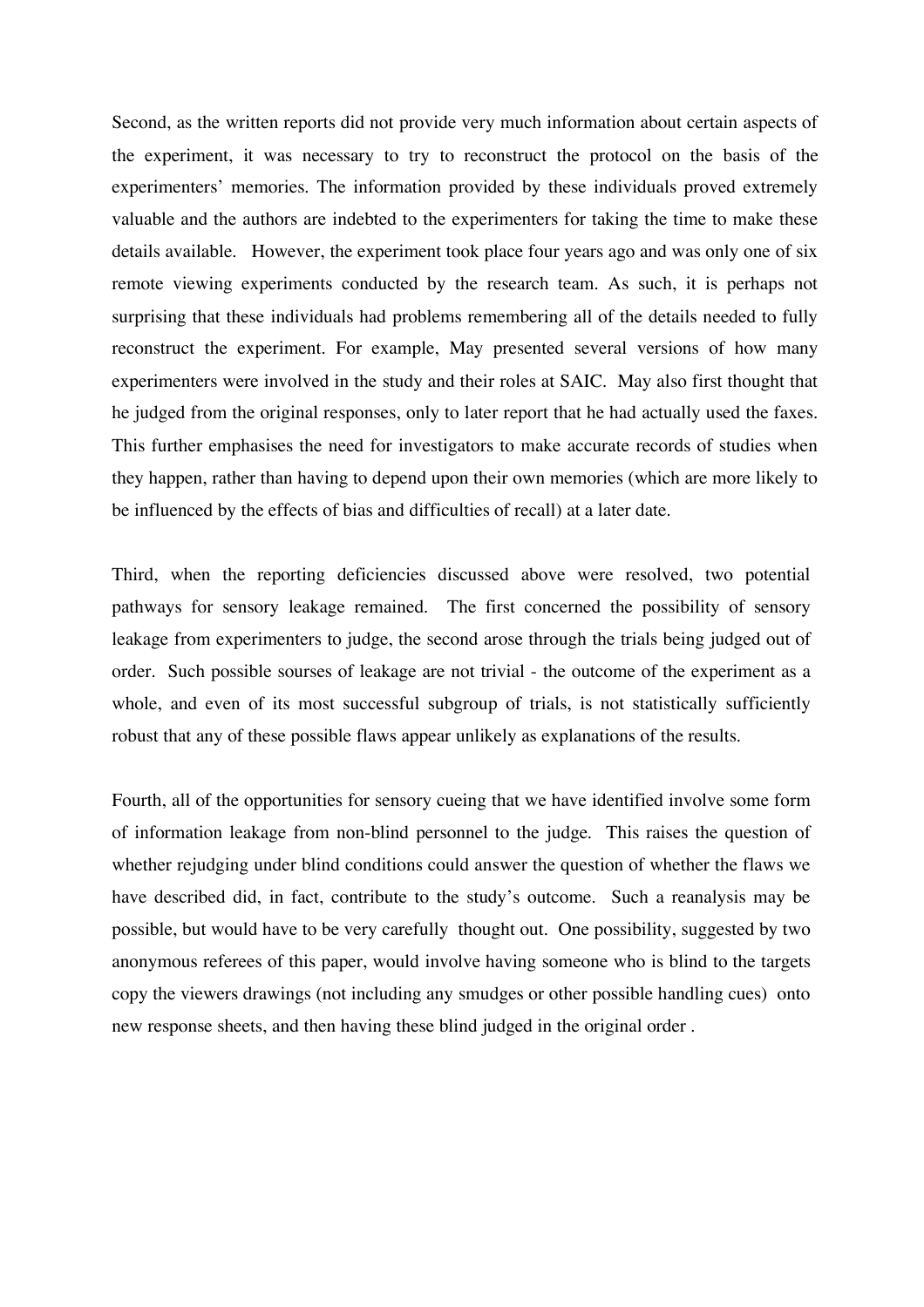Second, as the written reports did not provide very much information about certain aspects of the experiment, it was necessary to try to reconstruct the protocol on the basis of the experimenters' memories. The information provided by these individuals proved extremely valuable and the authors are indebted to the experimenters for taking the time to make these details available. However, the experiment took place four years ago and was only one of six remote viewing experiments conducted by the research team. As such, it is perhaps not surprising that these individuals had problems remembering all of the details needed to fully reconstruct the experiment. For example, May presented several versions of how many experimenters were involved in the study and their roles at SAIC. May also first thought that he judged from the original responses, only to later report that he had actually used the faxes. This further emphasises the need for investigators to make accurate records of studies when they happen, rather than having to depend upon their own memories (which are more likely to be influenced by the effects of bias and difficulties of recall) at a later date.

Third, when the reporting deficiencies discussed above were resolved, two potential pathways for sensory leakage remained. The first concerned the possibility of sensory leakage from experimenters to judge, the second arose through the trials being judged out of order. Such possible sourses of leakage are not trivial - the outcome of the experiment as a whole, and even of its most successful subgroup of trials, is not statistically sufficiently robust that any of these possible flaws appear unlikely as explanations of the results.

Fourth, all of the opportunities for sensory cueing that we have identified involve some form of information leakage from non-blind personnel to the judge. This raises the question of whether rejudging under blind conditions could answer the question of whether the flaws we have described did, in fact, contribute to the study's outcome. Such a reanalysis may be possible, but would have to be very carefully thought out. One possibility, suggested by two anonymous referees of this paper, would involve having someone who is blind to the targets copy the viewers drawings (not including any smudges or other possible handling cues) onto new response sheets, and then having these blind judged in the original order .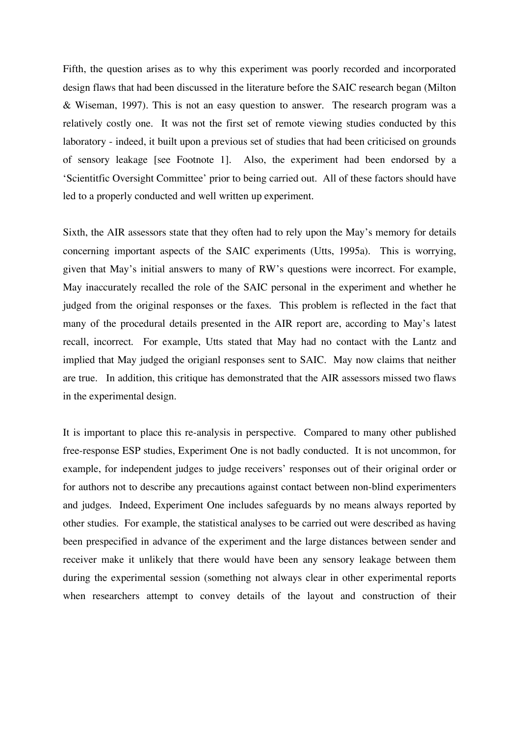Fifth, the question arises as to why this experiment was poorly recorded and incorporated design flaws that had been discussed in the literature before the SAIC research began (Milton & Wiseman, 1997). This is not an easy question to answer. The research program was a relatively costly one. It was not the first set of remote viewing studies conducted by this laboratory - indeed, it built upon a previous set of studies that had been criticised on grounds of sensory leakage [see Footnote 1]. Also, the experiment had been endorsed by a 'Scientitfic Oversight Committee' prior to being carried out. All of these factors should have led to a properly conducted and well written up experiment.

Sixth, the AIR assessors state that they often had to rely upon the May's memory for details concerning important aspects of the SAIC experiments (Utts, 1995a). This is worrying, given that May's initial answers to many of RW's questions were incorrect. For example, May inaccurately recalled the role of the SAIC personal in the experiment and whether he judged from the original responses or the faxes. This problem is reflected in the fact that many of the procedural details presented in the AIR report are, according to May's latest recall, incorrect. For example, Utts stated that May had no contact with the Lantz and implied that May judged the origianl responses sent to SAIC. May now claims that neither are true. In addition, this critique has demonstrated that the AIR assessors missed two flaws in the experimental design.

It is important to place this re-analysis in perspective. Compared to many other published free-response ESP studies, Experiment One is not badly conducted. It is not uncommon, for example, for independent judges to judge receivers' responses out of their original order or for authors not to describe any precautions against contact between non-blind experimenters and judges. Indeed, Experiment One includes safeguards by no means always reported by other studies. For example, the statistical analyses to be carried out were described as having been prespecified in advance of the experiment and the large distances between sender and receiver make it unlikely that there would have been any sensory leakage between them during the experimental session (something not always clear in other experimental reports when researchers attempt to convey details of the layout and construction of their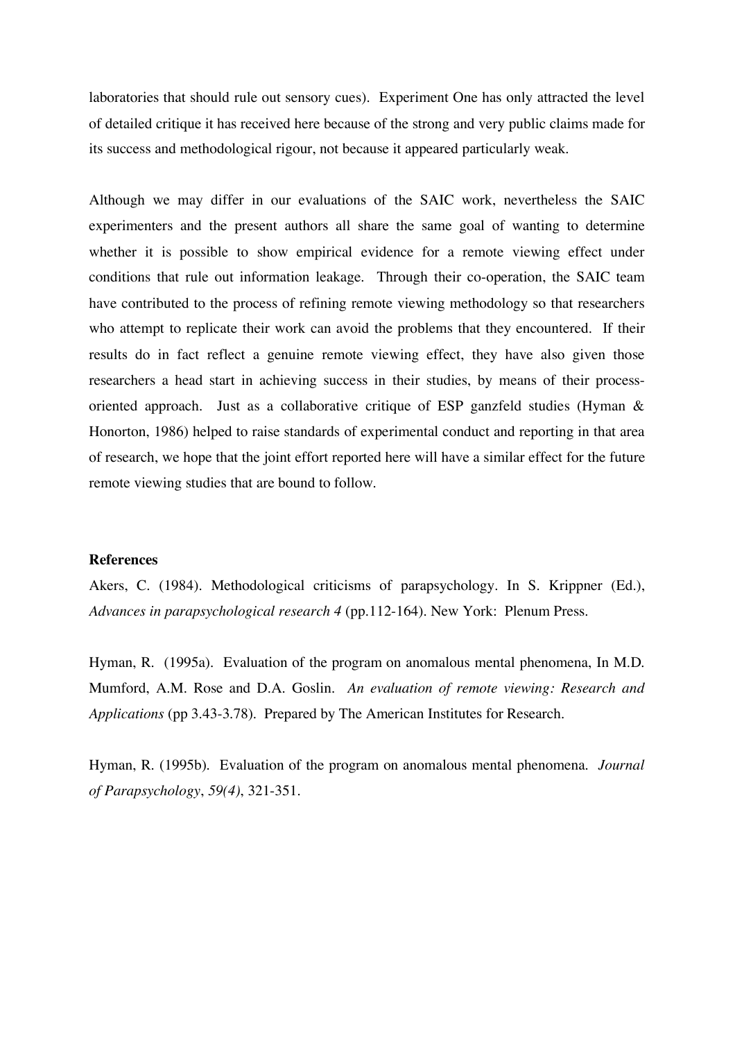laboratories that should rule out sensory cues). Experiment One has only attracted the level of detailed critique it has received here because of the strong and very public claims made for its success and methodological rigour, not because it appeared particularly weak.

Although we may differ in our evaluations of the SAIC work, nevertheless the SAIC experimenters and the present authors all share the same goal of wanting to determine whether it is possible to show empirical evidence for a remote viewing effect under conditions that rule out information leakage. Through their co-operation, the SAIC team have contributed to the process of refining remote viewing methodology so that researchers who attempt to replicate their work can avoid the problems that they encountered. If their results do in fact reflect a genuine remote viewing effect, they have also given those researchers a head start in achieving success in their studies, by means of their process-oriented approach. Just as a collaborative critique of ESP ganzfeld studies (Hyman & Honorton, 1986) helped to raise standards of experimental conduct and reporting in that area of research, we hope that the joint effort reported here will have a similar effect for the future remote viewing studies that are bound to follow.

**References**

Akers, C. (1984). Methodological criticisms of parapsychology. In S. Krippner (Ed.), *Advances in parapsychological research 4* (pp.112-164). New York: Plenum Press.

Hyman, R. (1995a). Evaluation of the program on anomalous mental phenomena, In M.D. Mumford, A.M. Rose and D.A. Goslin. *An evaluation of remote viewing: Research and Applications* (pp 3.43-3.78). Prepared by The American Institutes for Research.

Hyman, R. (1995b). Evaluation of the program on anomalous mental phenomena. *Journal of Parapsychology*, *59(4)*, 321-351.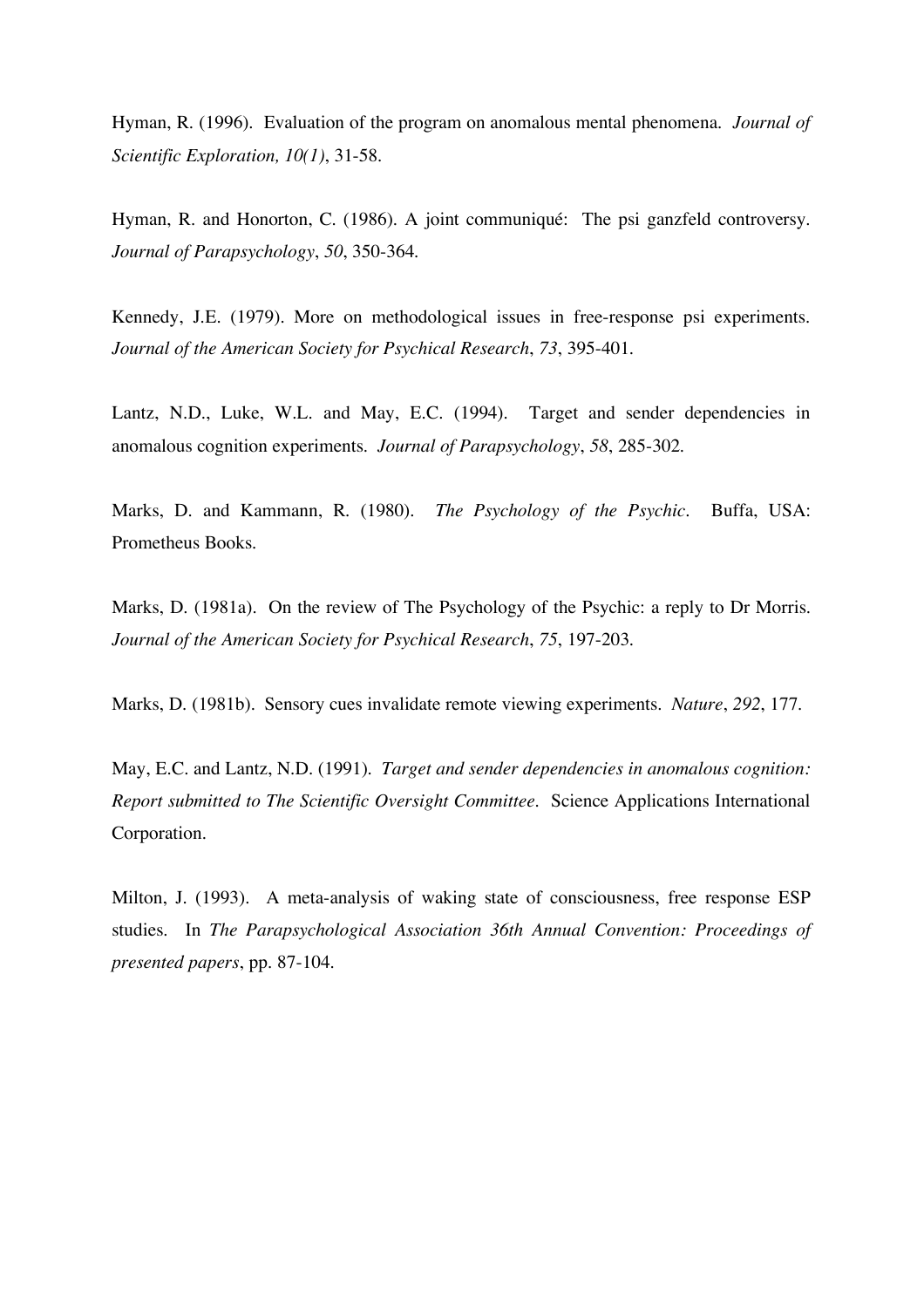Hyman, R. (1996). Evaluation of the program on anomalous mental phenomena. *Journal of Scientific Exploration, 10(1)*, 31-58.

Hyman, R. and Honorton, C. (1986). A joint communiqué: The psi ganzfeld controversy. *Journal of Parapsychology*, *50*, 350-364.

Kennedy, J.E. (1979). More on methodological issues in free-response psi experiments. *Journal of the American Society for Psychical Research*, *73*, 395-401.

Lantz, N.D., Luke, W.L. and May, E.C. (1994). Target and sender dependencies in anomalous cognition experiments. *Journal of Parapsychology*, *58*, 285-302.

Marks, D. and Kammann, R. (1980). *The Psychology of the Psychic*. Buffa, USA: Prometheus Books.

Marks, D. (1981a). On the review of The Psychology of the Psychic: a reply to Dr Morris. *Journal of the American Society for Psychical Research*, *75*, 197-203.

Marks, D. (1981b). Sensory cues invalidate remote viewing experiments. *Nature*, *292*, 177.

May, E.C. and Lantz, N.D. (1991). *Target and sender dependencies in anomalous cognition: Report submitted to The Scientific Oversight Committee*. Science Applications International Corporation.

Milton, J. (1993). A meta-analysis of waking state of consciousness, free response ESP studies. In *The Parapsychological Association 36th Annual Convention: Proceedings of presented papers*, pp. 87-104.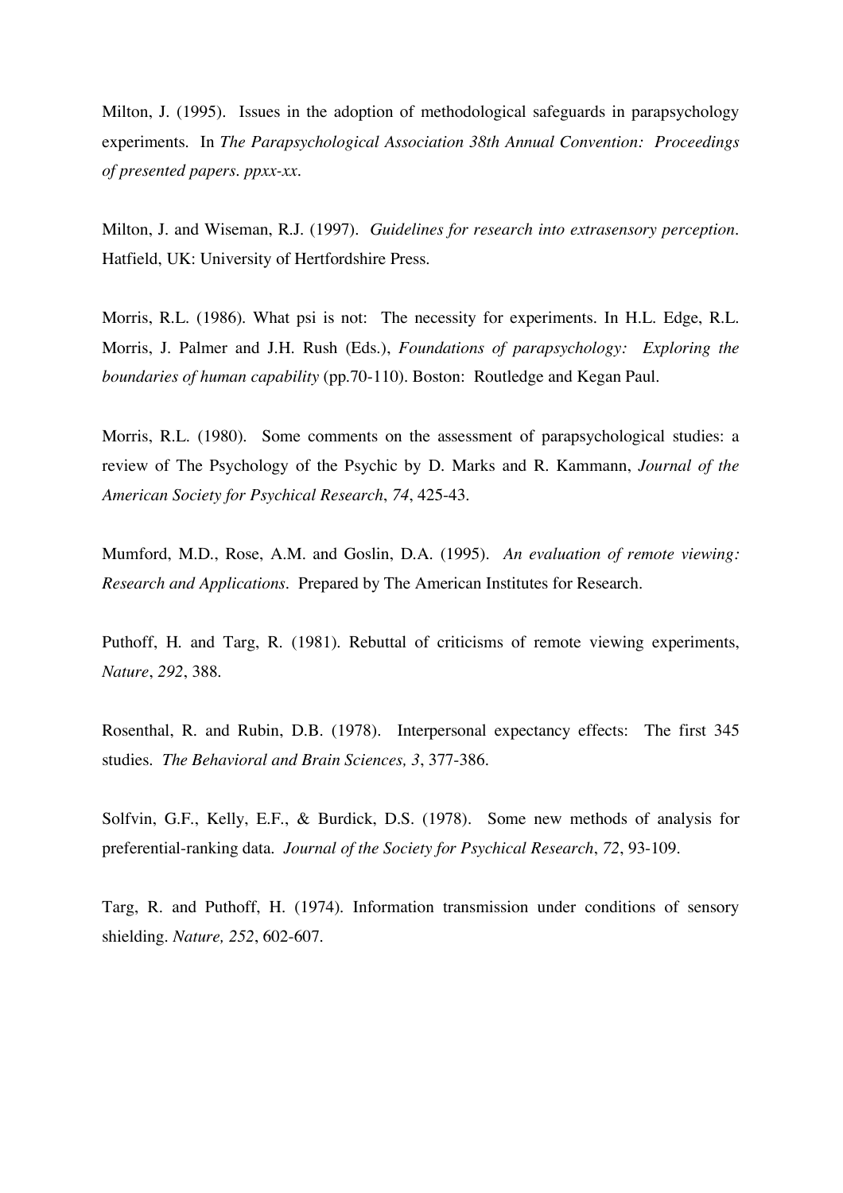Milton, J. (1995). Issues in the adoption of methodological safeguards in parapsychology experiments. In *The Parapsychological Association 38th Annual Convention: Proceedings of presented papers. ppxx-xx*.

Milton, J. and Wiseman, R.J. (1997). *Guidelines for research into extrasensory perception*. Hatfield, UK: University of Hertfordshire Press.

Morris, R.L. (1986). What psi is not: The necessity for experiments. In H.L. Edge, R.L. Morris, J. Palmer and J.H. Rush (Eds.), *Foundations of parapsychology: Exploring the boundaries of human capability* (pp.70-110). Boston: Routledge and Kegan Paul.

Morris, R.L. (1980). Some comments on the assessment of parapsychological studies: a review of The Psychology of the Psychic by D. Marks and R. Kammann, *Journal of the American Society for Psychical Research*, *74*, 425-43.

Mumford, M.D., Rose, A.M. and Goslin, D.A. (1995). *An evaluation of remote viewing: Research and Applications*. Prepared by The American Institutes for Research.

Puthoff, H. and Targ, R. (1981). Rebuttal of criticisms of remote viewing experiments, *Nature*, *292*, 388.

Rosenthal, R. and Rubin, D.B. (1978). Interpersonal expectancy effects: The first 345 studies. *The Behavioral and Brain Sciences, 3*, 377-386.

Solfvin, G.F., Kelly, E.F., & Burdick, D.S. (1978). Some new methods of analysis for preferential-ranking data. *Journal of the Society for Psychical Research*, *72*, 93-109.

Targ, R. and Puthoff, H. (1974). Information transmission under conditions of sensory shielding. *Nature, 252*, 602-607.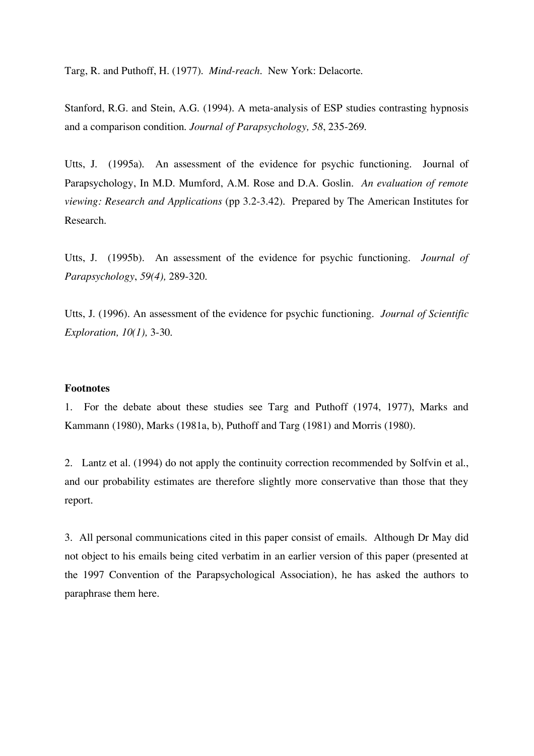Targ, R. and Puthoff, H. (1977). *Mind-reach*. New York: Delacorte.

Stanford, R.G. and Stein, A.G. (1994). A meta-analysis of ESP studies contrasting hypnosis and a comparison condition. *Journal of Parapsychology, 58*, 235-269.

Utts, J. (1995a). An assessment of the evidence for psychic functioning. Journal of Parapsychology, In M.D. Mumford, A.M. Rose and D.A. Goslin. *An evaluation of remote viewing: Research and Applications* (pp 3.2-3.42). Prepared by The American Institutes for Research.

Utts, J. (1995b). An assessment of the evidence for psychic functioning. *Journal of Parapsychology*, *59(4),* 289-320.

Utts, J. (1996). An assessment of the evidence for psychic functioning. *Journal of Scientific Exploration, 10(1),* 3-30.

**Footnotes**

1. For the debate about these studies see Targ and Puthoff (1974, 1977), Marks and Kammann (1980), Marks (1981a, b), Puthoff and Targ (1981) and Morris (1980).

2. Lantz et al. (1994) do not apply the continuity correction recommended by Solfvin et al., and our probability estimates are therefore slightly more conservative than those that they report.

3. All personal communications cited in this paper consist of emails. Although Dr May did not object to his emails being cited verbatim in an earlier version of this paper (presented at the 1997 Convention of the Parapsychological Association), he has asked the authors to paraphrase them here.